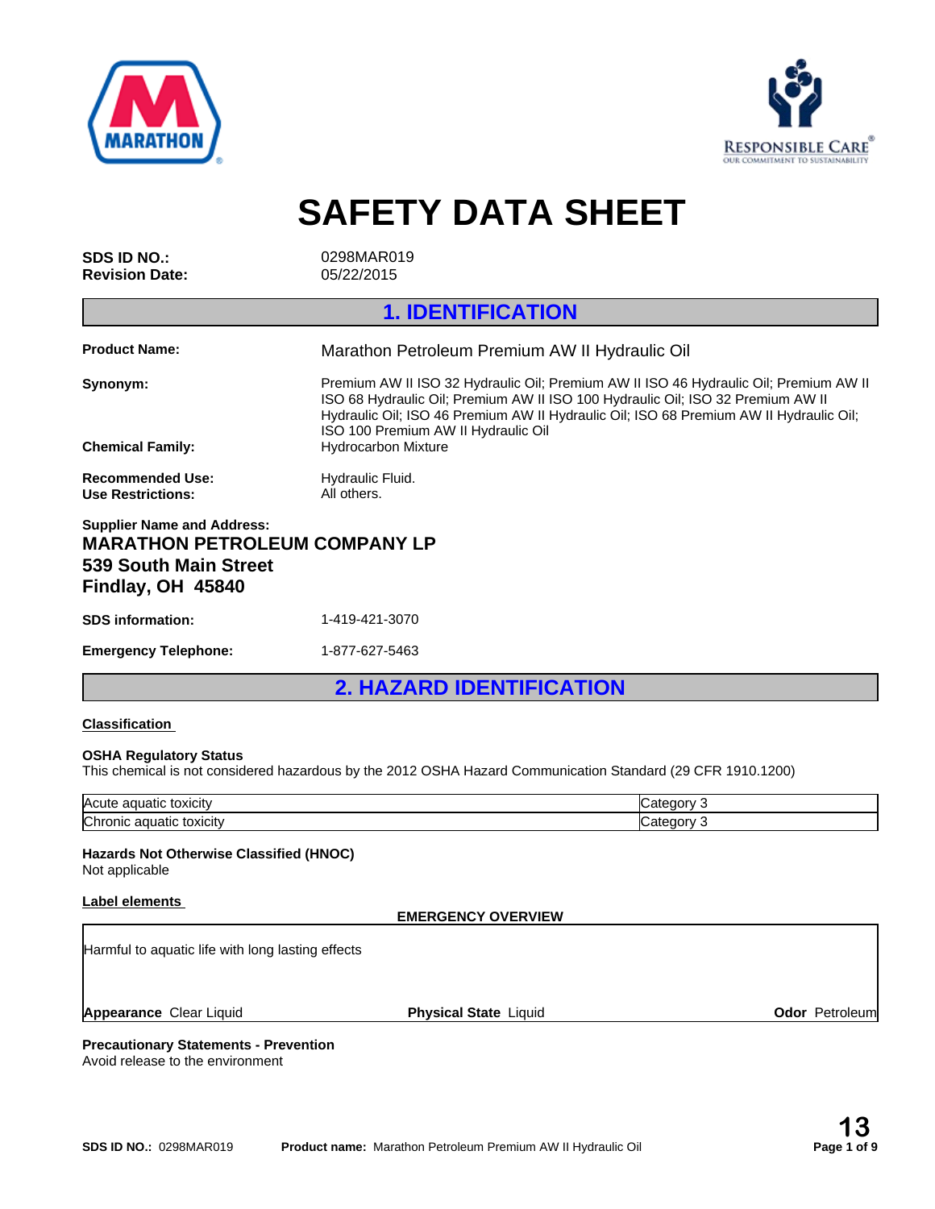# SAFETY DATA SHEET

**SDS ID NO.:** 0298MAR019
**Revision Date:** 05/22/2015

## 1. IDENTIFICATION

**Product Name:** Marathon Petroleum Premium AW II Hydraulic Oil

**Synonym:** Premium AW II ISO 32 Hydraulic Oil; Premium AW II ISO 46 Hydraulic Oil; Premium AW II ISO 68 Hydraulic Oil; Premium AW II ISO 100 Hydraulic Oil; ISO 32 Premium AW II Hydraulic Oil; ISO 46 Premium AW II Hydraulic Oil; ISO 68 Premium AW II Hydraulic Oil; ISO 100 Premium AW II Hydraulic Oil

**Chemical Family:** Hydrocarbon Mixture

**Recommended Use:** Hydraulic Fluid.
**Use Restrictions:** All others.

**Supplier Name and Address:**
**MARATHON PETROLEUM COMPANY LP**
**539 South Main Street**
**Findlay, OH 45840**

**SDS information:** 1-419-421-3070

**Emergency Telephone:** 1-877-627-5463

## 2. HAZARD IDENTIFICATION

**Classification**

**OSHA Regulatory Status**
This chemical is not considered hazardous by the 2012 OSHA Hazard Communication Standard (29 CFR 1910.1200)

| | |
|---|---|
| Acute aquatic toxicity | Category 3 |
| Chronic aquatic toxicity | Category 3 |

**Hazards Not Otherwise Classified (HNOC)**
Not applicable

**Label elements**

**EMERGENCY OVERVIEW**

Harmful to aquatic life with long lasting effects

**Appearance** Clear Liquid **Physical State** Liquid **Odor** Petroleum

**Precautionary Statements - Prevention**
Avoid release to the environment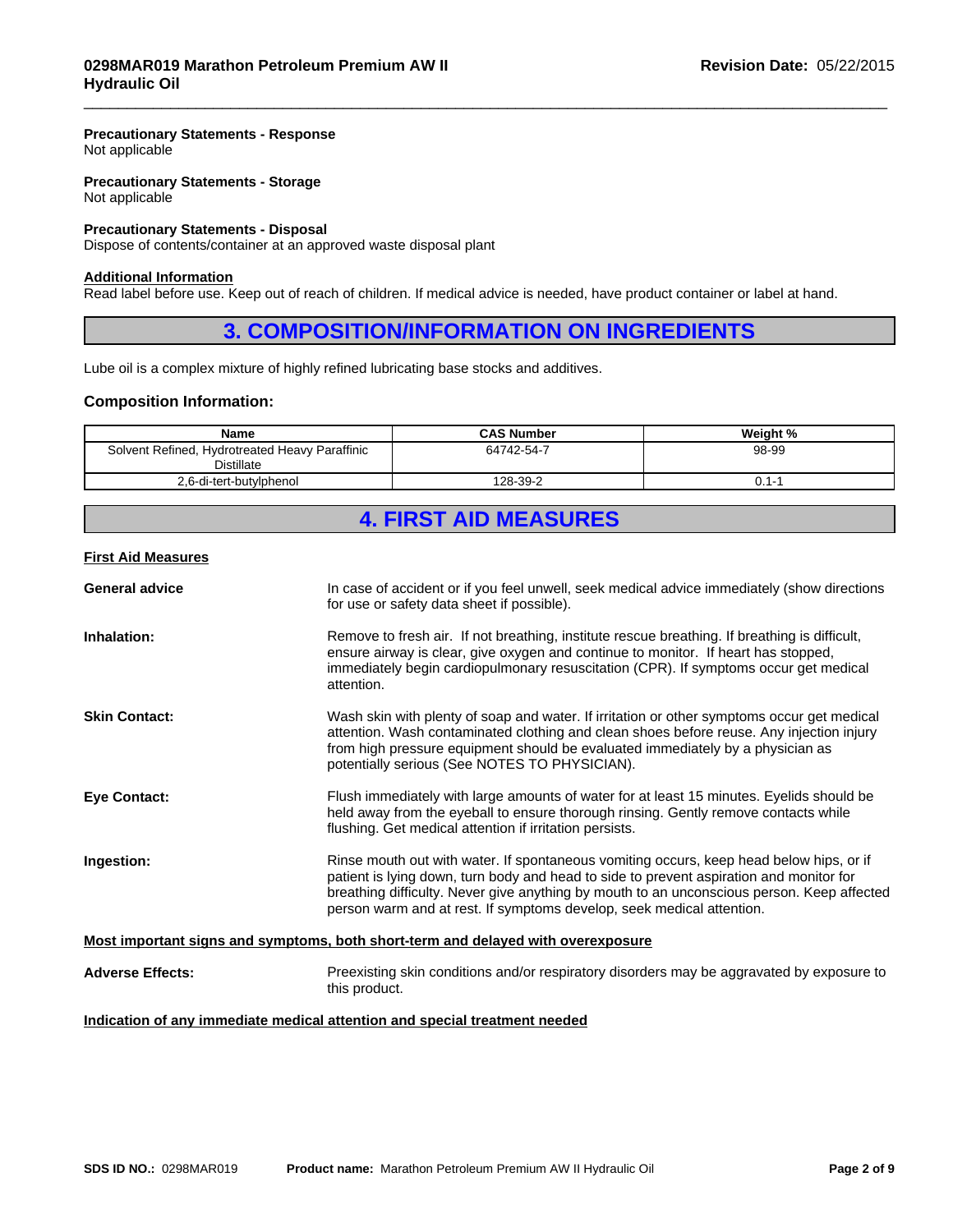**Precautionary Statements - Response**
Not applicable

**Precautionary Statements - Storage**
Not applicable

**Precautionary Statements - Disposal**
Dispose of contents/container at an approved waste disposal plant

**Additional Information**
Read label before use. Keep out of reach of children. If medical advice is needed, have product container or label at hand.

## 3. COMPOSITION/INFORMATION ON INGREDIENTS

Lube oil is a complex mixture of highly refined lubricating base stocks and additives.

### Composition Information:

| Name | CAS Number | Weight % |
|---|---|---|
| Solvent Refined, Hydrotreated Heavy Paraffinic Distillate | 64742-54-7 | 98-99 |
| 2,6-di-tert-butylphenol | 128-39-2 | 0.1-1 |

## 4. FIRST AID MEASURES

**First Aid Measures**

**General advice**
In case of accident or if you feel unwell, seek medical advice immediately (show directions for use or safety data sheet if possible).

**Inhalation:**
Remove to fresh air. If not breathing, institute rescue breathing. If breathing is difficult, ensure airway is clear, give oxygen and continue to monitor. If heart has stopped, immediately begin cardiopulmonary resuscitation (CPR). If symptoms occur get medical attention.

**Skin Contact:**
Wash skin with plenty of soap and water. If irritation or other symptoms occur get medical attention. Wash contaminated clothing and clean shoes before reuse. Any injection injury from high pressure equipment should be evaluated immediately by a physician as potentially serious (See NOTES TO PHYSICIAN).

**Eye Contact:**
Flush immediately with large amounts of water for at least 15 minutes. Eyelids should be held away from the eyeball to ensure thorough rinsing. Gently remove contacts while flushing. Get medical attention if irritation persists.

**Ingestion:**
Rinse mouth out with water. If spontaneous vomiting occurs, keep head below hips, or if patient is lying down, turn body and head to side to prevent aspiration and monitor for breathing difficulty. Never give anything by mouth to an unconscious person. Keep affected person warm and at rest. If symptoms develop, seek medical attention.

**Most important signs and symptoms, both short-term and delayed with overexposure**

**Adverse Effects:**
Preexisting skin conditions and/or respiratory disorders may be aggravated by exposure to this product.

**Indication of any immediate medical attention and special treatment needed**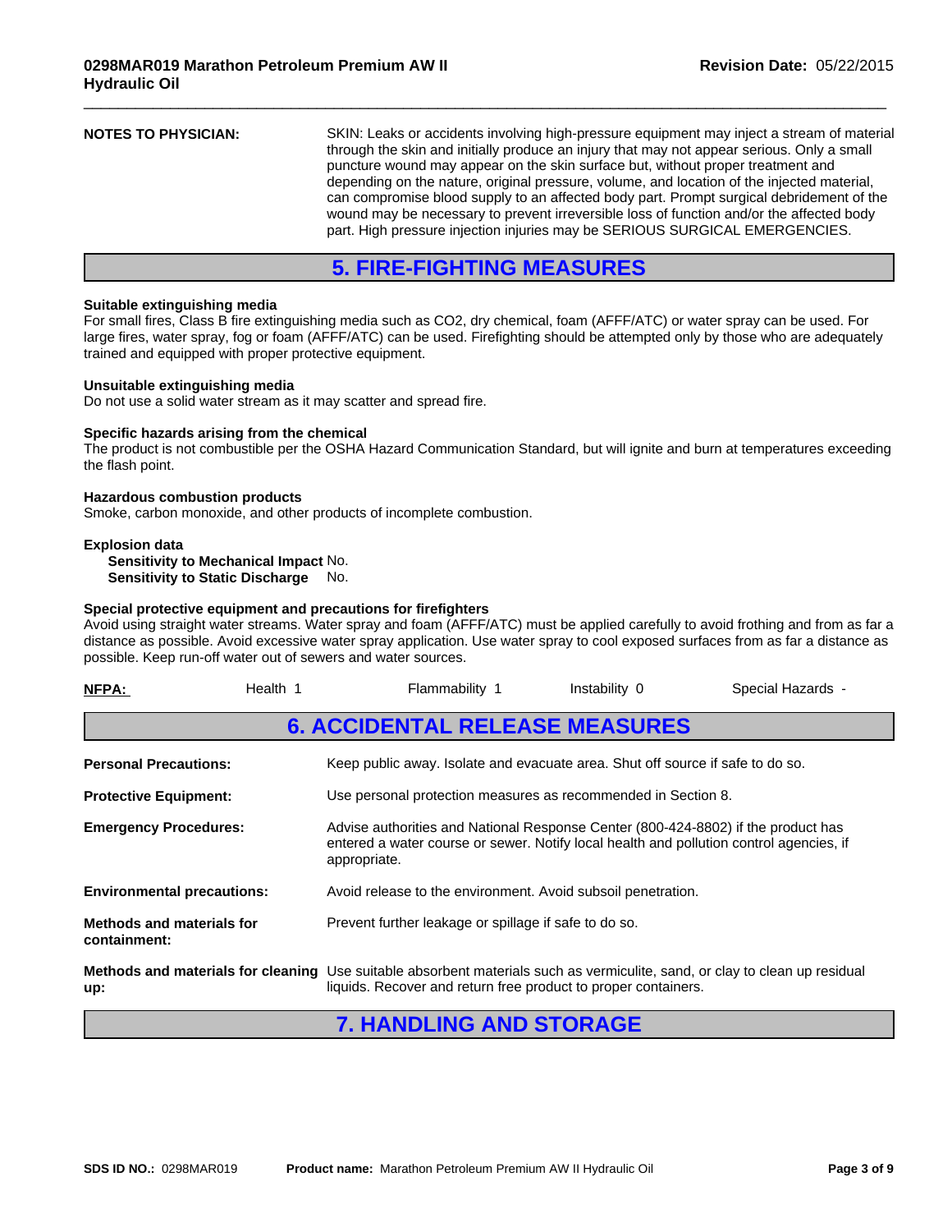**NOTES TO PHYSICIAN:** SKIN: Leaks or accidents involving high-pressure equipment may inject a stream of material through the skin and initially produce an injury that may not appear serious. Only a small puncture wound may appear on the skin surface but, without proper treatment and depending on the nature, original pressure, volume, and location of the injected material, can compromise blood supply to an affected body part. Prompt surgical debridement of the wound may be necessary to prevent irreversible loss of function and/or the affected body part. High pressure injection injuries may be SERIOUS SURGICAL EMERGENCIES.

## 5. FIRE-FIGHTING MEASURES

**Suitable extinguishing media**
For small fires, Class B fire extinguishing media such as $CO_2$, dry chemical, foam (AFFF/ATC) or water spray can be used. For large fires, water spray, fog or foam (AFFF/ATC) can be used. Firefighting should be attempted only by those who are adequately trained and equipped with proper protective equipment.

**Unsuitable extinguishing media**
Do not use a solid water stream as it may scatter and spread fire.

**Specific hazards arising from the chemical**
The product is not combustible per the OSHA Hazard Communication Standard, but will ignite and burn at temperatures exceeding the flash point.

**Hazardous combustion products**
Smoke, carbon monoxide, and other products of incomplete combustion.

**Explosion data**
**Sensitivity to Mechanical Impact** No.
**Sensitivity to Static Discharge** No.

**Special protective equipment and precautions for firefighters**
Avoid using straight water streams. Water spray and foam (AFFF/ATC) must be applied carefully to avoid frothing and from as far a distance as possible. Avoid excessive water spray application. Use water spray to cool exposed surfaces from as far a distance as possible. Keep run-off water out of sewers and water sources.

| NFPA: | Health 1 | Flammability 1 | Instability 0 | Special Hazards - |
|---|---|---|---|---|

## 6. ACCIDENTAL RELEASE MEASURES

**Personal Precautions:** Keep public away. Isolate and evacuate area. Shut off source if safe to do so.

**Protective Equipment:** Use personal protection measures as recommended in Section 8.

**Emergency Procedures:** Advise authorities and National Response Center (800-424-8802) if the product has entered a water course or sewer. Notify local health and pollution control agencies, if appropriate.

**Environmental precautions:** Avoid release to the environment. Avoid subsoil penetration.

**Methods and materials for containment:** Prevent further leakage or spillage if safe to do so.

**Methods and materials for cleaning up:** Use suitable absorbent materials such as vermiculite, sand, or clay to clean up residual liquids. Recover and return free product to proper containers.

## 7. HANDLING AND STORAGE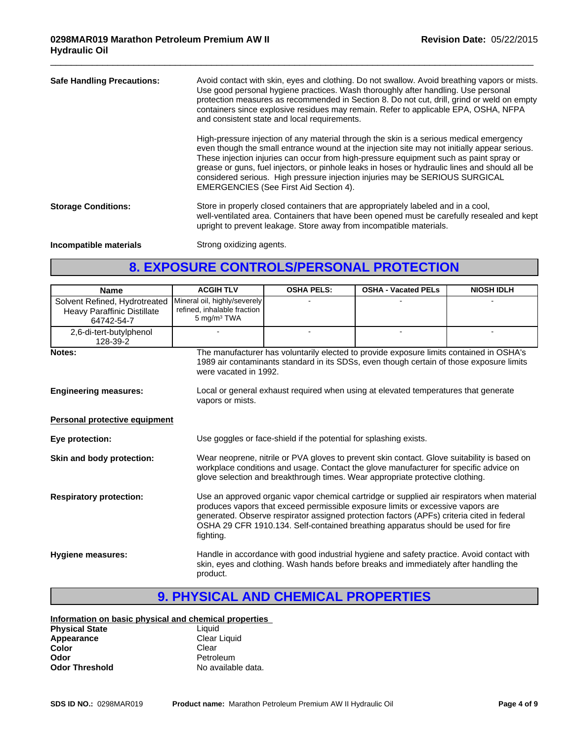**Safe Handling Precautions:** Avoid contact with skin, eyes and clothing. Do not swallow. Avoid breathing vapors or mists. Use good personal hygiene practices. Wash thoroughly after handling. Use personal protection measures as recommended in Section 8. Do not cut, drill, grind or weld on empty containers since explosive residues may remain. Refer to applicable EPA, OSHA, NFPA and consistent state and local requirements.

High-pressure injection of any material through the skin is a serious medical emergency even though the small entrance wound at the injection site may not initially appear serious. These injection injuries can occur from high-pressure equipment such as paint spray or grease or guns, fuel injectors, or pinhole leaks in hoses or hydraulic lines and should all be considered serious. High pressure injection injuries may be SERIOUS SURGICAL EMERGENCIES (See First Aid Section 4).

**Storage Conditions:** Store in properly closed containers that are appropriately labeled and in a cool, well-ventilated area. Containers that have been opened must be carefully resealed and kept upright to prevent leakage. Store away from incompatible materials.

**Incompatible materials** Strong oxidizing agents.

# 8. EXPOSURE CONTROLS/PERSONAL PROTECTION

| Name | ACGIH TLV | OSHA PELS: | OSHA - Vacated PELs | NIOSH IDLH |
|---|---|---|---|---|
| Solvent Refined, Hydrotreated Heavy Paraffinic Distillate 64742-54-7 | Mineral oil, highly/severely refined, inhalable fraction 5 mg/m³ TWA | - | - | - |
| 2,6-di-tert-butylphenol 128-39-2 | - | - | - | - |

**Notes:** The manufacturer has voluntarily elected to provide exposure limits contained in OSHA's 1989 air contaminants standard in its SDSs, even though certain of those exposure limits were vacated in 1992.

**Engineering measures:** Local or general exhaust required when using at elevated temperatures that generate vapors or mists.

**Personal protective equipment**

**Eye protection:** Use goggles or face-shield if the potential for splashing exists.

**Skin and body protection:** Wear neoprene, nitrile or PVA gloves to prevent skin contact. Glove suitability is based on workplace conditions and usage. Contact the glove manufacturer for specific advice on glove selection and breakthrough times. Wear appropriate protective clothing.

**Respiratory protection:** Use an approved organic vapor chemical cartridge or supplied air respirators when material produces vapors that exceed permissible exposure limits or excessive vapors are generated. Observe respirator assigned protection factors (APFs) criteria cited in federal OSHA 29 CFR 1910.134. Self-contained breathing apparatus should be used for fire fighting.

**Hygiene measures:** Handle in accordance with good industrial hygiene and safety practice. Avoid contact with skin, eyes and clothing. Wash hands before breaks and immediately after handling the product.

# 9. PHYSICAL AND CHEMICAL PROPERTIES

**Information on basic physical and chemical properties**

**Physical State** Liquid
**Appearance** Clear Liquid
**Color** Clear
**Odor** Petroleum
**Odor Threshold** No available data.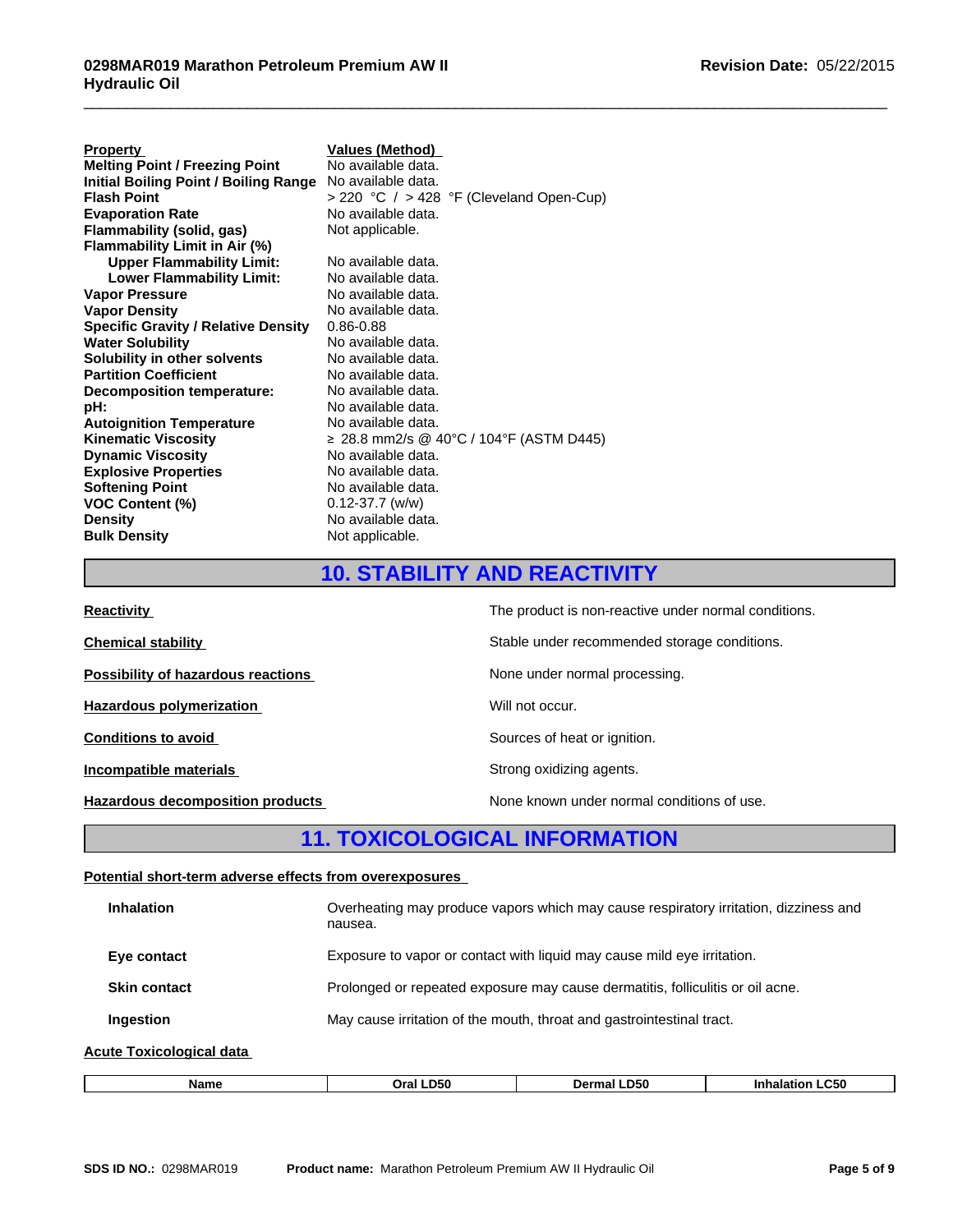| Property | Values (Method) |
|---|---|
| **Melting Point / Freezing Point** | No available data. |
| **Initial Boiling Point / Boiling Range** | No available data. |
| **Flash Point** | > 220 °C / > 428 °F (Cleveland Open-Cup) |
| **Evaporation Rate** | No available data. |
| **Flammability (solid, gas)** | Not applicable. |
| **Flammability Limit in Air (%)** | |
| **Upper Flammability Limit:** | No available data. |
| **Lower Flammability Limit:** | No available data. |
| **Vapor Pressure** | No available data. |
| **Vapor Density** | No available data. |
| **Specific Gravity / Relative Density** | 0.86-0.88 |
| **Water Solubility** | No available data. |
| **Solubility in other solvents** | No available data. |
| **Partition Coefficient** | No available data. |
| **Decomposition temperature:** | No available data. |
| **pH:** | No available data. |
| **Autoignition Temperature** | No available data. |
| **Kinematic Viscosity** | ≥ 28.8 mm2/s @ 40°C / 104°F (ASTM D445) |
| **Dynamic Viscosity** | No available data. |
| **Explosive Properties** | No available data. |
| **Softening Point** | No available data. |
| **VOC Content (%)** | 0.12-37.7 (w/w) |
| **Density** | No available data. |
| **Bulk Density** | Not applicable. |

## 10. STABILITY AND REACTIVITY

**Reactivity**: The product is non-reactive under normal conditions.

**Chemical stability**: Stable under recommended storage conditions.

**Possibility of hazardous reactions**: None under normal processing.

**Hazardous polymerization**: Will not occur.

**Conditions to avoid**: Sources of heat or ignition.

**Incompatible materials**: Strong oxidizing agents.

**Hazardous decomposition products**: None known under normal conditions of use.

## 11. TOXICOLOGICAL INFORMATION

**Potential short-term adverse effects from overexposures**

**Inhalation**: Overheating may produce vapors which may cause respiratory irritation, dizziness and nausea.

**Eye contact**: Exposure to vapor or contact with liquid may cause mild eye irritation.

**Skin contact**: Prolonged or repeated exposure may cause dermatitis, folliculitis or oil acne.

**Ingestion**: May cause irritation of the mouth, throat and gastrointestinal tract.

**Acute Toxicological data**

| Name | Oral LD50 | Dermal LD50 | Inhalation LC50 |
|---|---|---|---|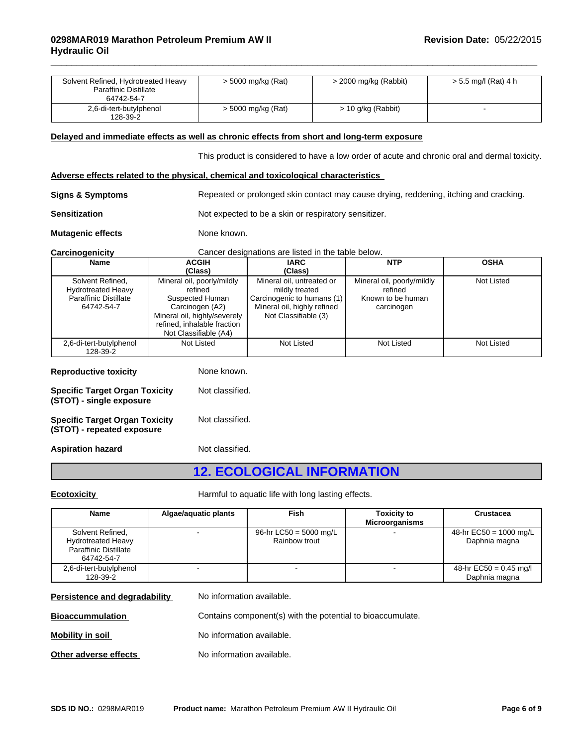| Solvent Refined, Hydrotreated Heavy Paraffinic Distillate 64742-54-7 | > 5000 mg/kg (Rat) | > 2000 mg/kg (Rabbit) | > 5.5 mg/l (Rat) 4 h |
|---|---|---|---|
| 2,6-di-tert-butylphenol 128-39-2 | > 5000 mg/kg (Rat) | > 10 g/kg (Rabbit) | - |

**Delayed and immediate effects as well as chronic effects from short and long-term exposure**

This product is considered to have a low order of acute and chronic oral and dermal toxicity.

**Adverse effects related to the physical, chemical and toxicological characteristics**

**Signs & Symptoms** Repeated or prolonged skin contact may cause drying, reddening, itching and cracking.

**Sensitization** Not expected to be a skin or respiratory sensitizer.

**Mutagenic effects** None known.

**Carcinogenicity** Cancer designations are listed in the table below.

| Name | ACGIH (Class) | IARC (Class) | NTP | OSHA |
|---|---|---|---|---|
| Solvent Refined, Hydrotreated Heavy Paraffinic Distillate 64742-54-7 | Mineral oil, poorly/mildly refined Suspected Human Carcinogen (A2) Mineral oil, highly/severely refined, inhalable fraction Not Classifiable (A4) | Mineral oil, untreated or mildly treated Carcinogenic to humans (1) Mineral oil, highly refined Not Classifiable (3) | Mineral oil, poorly/mildly refined Known to be human carcinogen | Not Listed |
| 2,6-di-tert-butylphenol 128-39-2 | Not Listed | Not Listed | Not Listed | Not Listed |

**Reproductive toxicity** None known.

**Specific Target Organ Toxicity (STOT) - single exposure** Not classified.

**Specific Target Organ Toxicity (STOT) - repeated exposure** Not classified.

**Aspiration hazard** Not classified.

## 12. ECOLOGICAL INFORMATION

**Ecotoxicity** Harmful to aquatic life with long lasting effects.

| Name | Algae/aquatic plants | Fish | Toxicity to Microorganisms | Crustacea |
|---|---|---|---|---|
| Solvent Refined, Hydrotreated Heavy Paraffinic Distillate 64742-54-7 | - | 96-hr LC50 = 5000 mg/L Rainbow trout | - | 48-hr EC50 = 1000 mg/L Daphnia magna |
| 2,6-di-tert-butylphenol 128-39-2 | - | - | - | 48-hr EC50 = 0.45 mg/l Daphnia magna |

**Persistence and degradability** No information available.

**Bioaccumulation** Contains component(s) with the potential to bioaccumulate.

**Mobility in soil** No information available.

**Other adverse effects** No information available.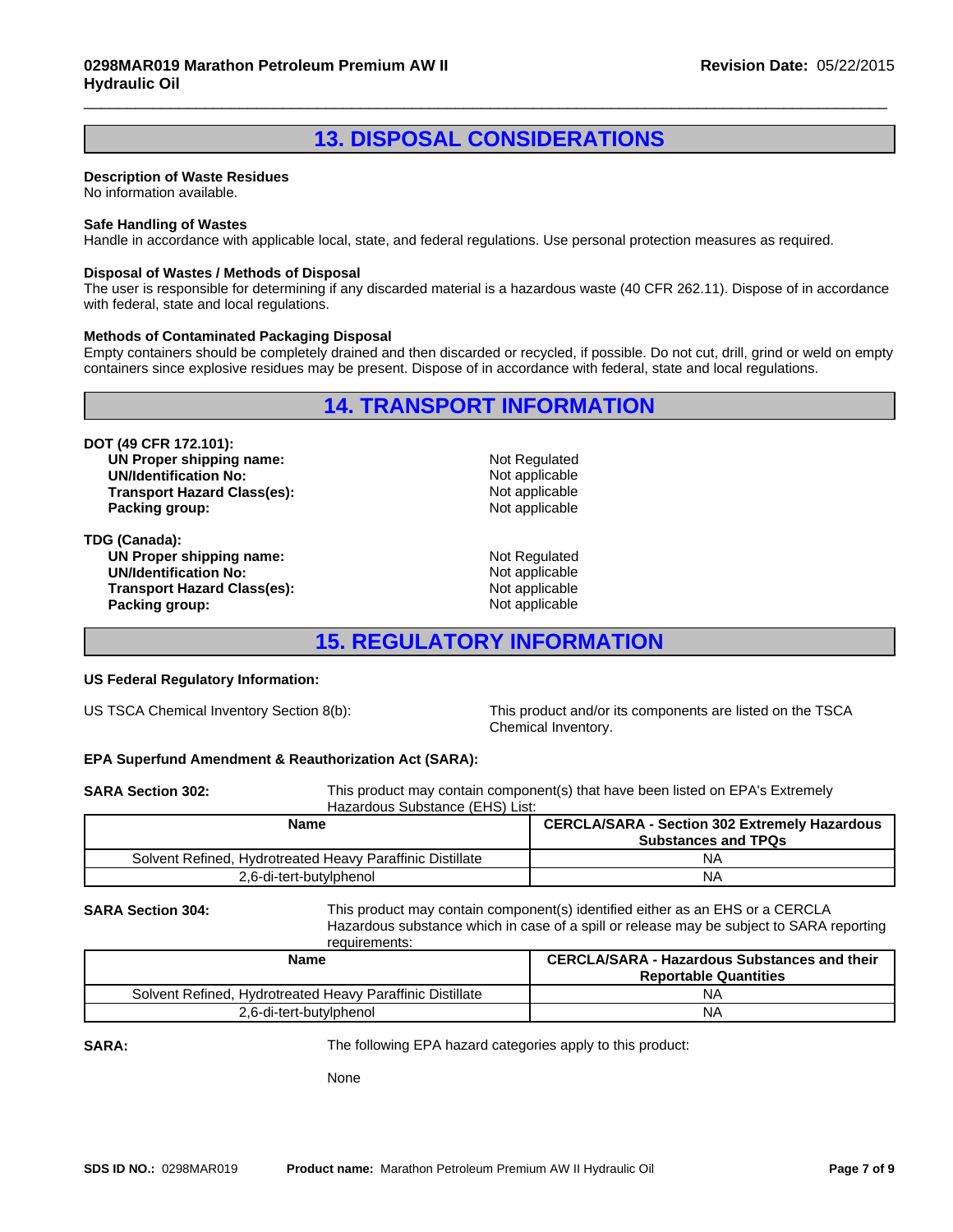## 13. DISPOSAL CONSIDERATIONS

**Description of Waste Residues**
No information available.

**Safe Handling of Wastes**
Handle in accordance with applicable local, state, and federal regulations. Use personal protection measures as required.

**Disposal of Wastes / Methods of Disposal**
The user is responsible for determining if any discarded material is a hazardous waste (40 CFR 262.11). Dispose of in accordance with federal, state and local regulations.

**Methods of Contaminated Packaging Disposal**
Empty containers should be completely drained and then discarded or recycled, if possible. Do not cut, drill, grind or weld on empty containers since explosive residues may be present. Dispose of in accordance with federal, state and local regulations.

## 14. TRANSPORT INFORMATION

**DOT (49 CFR 172.101):**

| | |
|---|---|
| **UN Proper shipping name:** | Not Regulated |
| **UN/Identification No:** | Not applicable |
| **Transport Hazard Class(es):** | Not applicable |
| **Packing group:** | Not applicable |

**TDG (Canada):**

| | |
|---|---|
| **UN Proper shipping name:** | Not Regulated |
| **UN/Identification No:** | Not applicable |
| **Transport Hazard Class(es):** | Not applicable |
| **Packing group:** | Not applicable |

## 15. REGULATORY INFORMATION

**US Federal Regulatory Information:**

US TSCA Chemical Inventory Section 8(b): This product and/or its components are listed on the TSCA Chemical Inventory.

**EPA Superfund Amendment & Reauthorization Act (SARA):**

**SARA Section 302:** This product may contain component(s) that have been listed on EPA's Extremely Hazardous Substance (EHS) List:

| Name | CERCLA/SARA - Section 302 Extremely Hazardous Substances and TPQs |
|---|---|
| Solvent Refined, Hydrotreated Heavy Paraffinic Distillate | NA |
| 2,6-di-tert-butylphenol | NA |

**SARA Section 304:** This product may contain component(s) identified either as an EHS or a CERCLA Hazardous substance which in case of a spill or release may be subject to SARA reporting requirements:

| Name | CERCLA/SARA - Hazardous Substances and their Reportable Quantities |
|---|---|
| Solvent Refined, Hydrotreated Heavy Paraffinic Distillate | NA |
| 2,6-di-tert-butylphenol | NA |

**SARA:** The following EPA hazard categories apply to this product:

None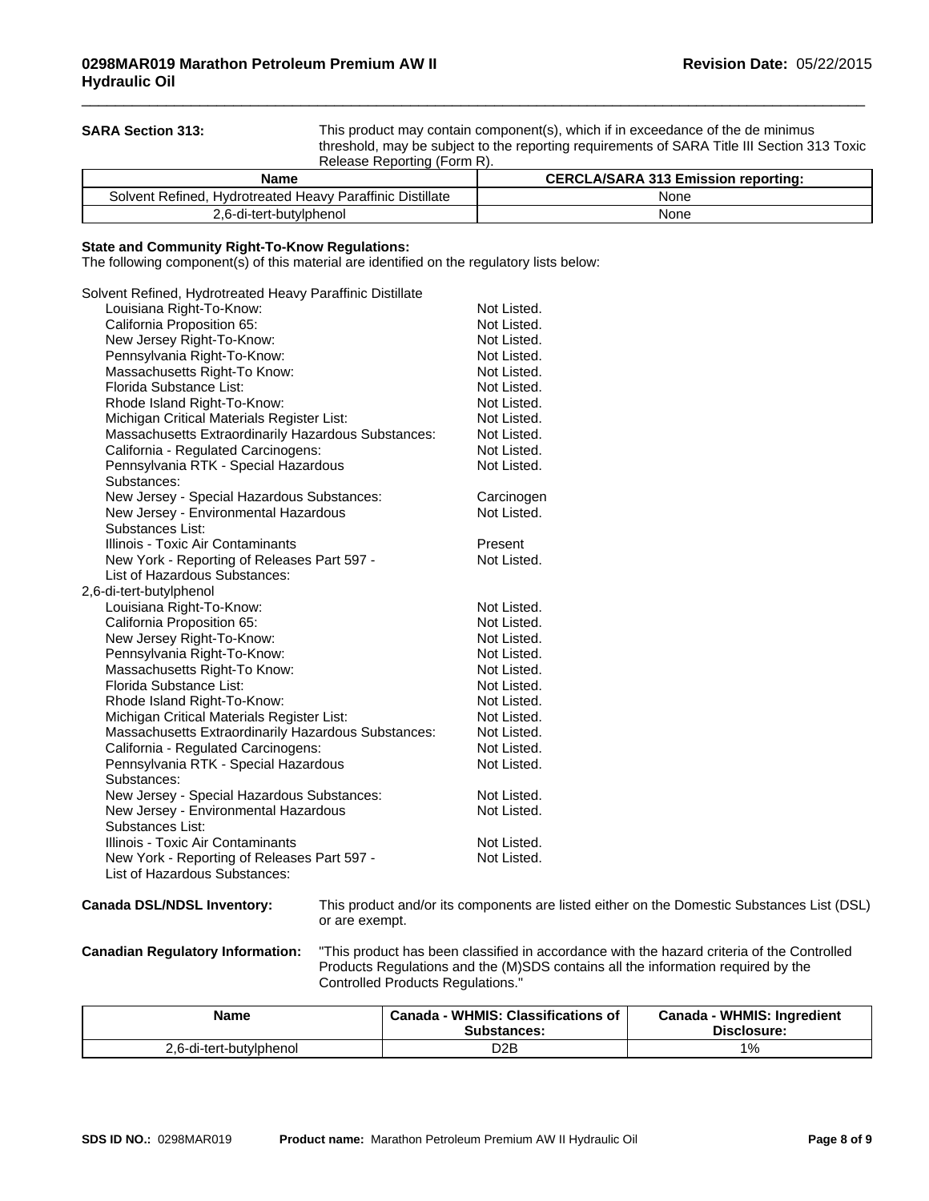**SARA Section 313:** This product may contain component(s), which if in exceedance of the de minimus threshold, may be subject to the reporting requirements of SARA Title III Section 313 Toxic Release Reporting (Form R).

| Name | CERCLA/SARA 313 Emission reporting: |
|---|---|
| Solvent Refined, Hydrotreated Heavy Paraffinic Distillate | None |
| 2,6-di-tert-butylphenol | None |

**State and Community Right-To-Know Regulations:**
The following component(s) of this material are identified on the regulatory lists below:

Solvent Refined, Hydrotreated Heavy Paraffinic Distillate

| | |
|---|---|
| Louisiana Right-To-Know: | Not Listed. |
| California Proposition 65: | Not Listed. |
| New Jersey Right-To-Know: | Not Listed. |
| Pennsylvania Right-To-Know: | Not Listed. |
| Massachusetts Right-To Know: | Not Listed. |
| Florida Substance List: | Not Listed. |
| Rhode Island Right-To-Know: | Not Listed. |
| Michigan Critical Materials Register List: | Not Listed. |
| Massachusetts Extraordinarily Hazardous Substances: | Not Listed. |
| California - Regulated Carcinogens: | Not Listed. |
| Pennsylvania RTK - Special Hazardous Substances: | Not Listed. |
| New Jersey - Special Hazardous Substances: | Carcinogen |
| New Jersey - Environmental Hazardous Substances List: | Not Listed. |
| Illinois - Toxic Air Contaminants | Present |
| New York - Reporting of Releases Part 597 - List of Hazardous Substances: | Not Listed. |

2,6-di-tert-butylphenol

| | |
|---|---|
| Louisiana Right-To-Know: | Not Listed. |
| California Proposition 65: | Not Listed. |
| New Jersey Right-To-Know: | Not Listed. |
| Pennsylvania Right-To-Know: | Not Listed. |
| Massachusetts Right-To Know: | Not Listed. |
| Florida Substance List: | Not Listed. |
| Rhode Island Right-To-Know: | Not Listed. |
| Michigan Critical Materials Register List: | Not Listed. |
| Massachusetts Extraordinarily Hazardous Substances: | Not Listed. |
| California - Regulated Carcinogens: | Not Listed. |
| Pennsylvania RTK - Special Hazardous Substances: | Not Listed. |
| New Jersey - Special Hazardous Substances: | Not Listed. |
| New Jersey - Environmental Hazardous Substances List: | Not Listed. |
| Illinois - Toxic Air Contaminants | Not Listed. |
| New York - Reporting of Releases Part 597 - List of Hazardous Substances: | Not Listed. |

**Canada DSL/NDSL Inventory:** This product and/or its components are listed either on the Domestic Substances List (DSL) or are exempt.

**Canadian Regulatory Information:** "This product has been classified in accordance with the hazard criteria of the Controlled Products Regulations and the (M)SDS contains all the information required by the Controlled Products Regulations."

| Name | Canada - WHMIS: Classifications of Substances: | Canada - WHMIS: Ingredient Disclosure: |
|---|---|---|
| 2,6-di-tert-butylphenol | D2B | 1% |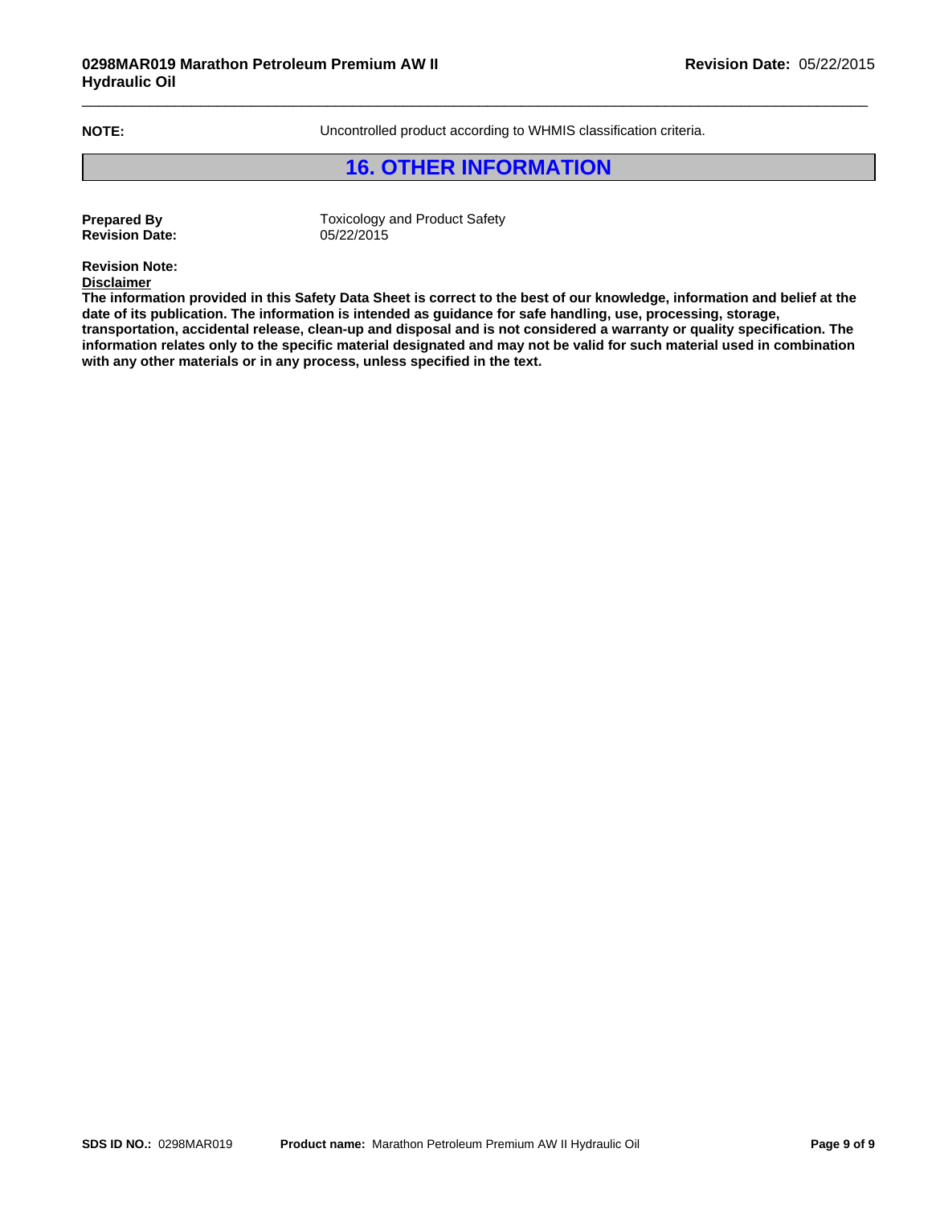**NOTE:** Uncontrolled product according to WHMIS classification criteria.

## 16. OTHER INFORMATION

**Prepared By** Toxicology and Product Safety
**Revision Date:** 05/22/2015

**Revision Note:**

**Disclaimer**

**The information provided in this Safety Data Sheet is correct to the best of our knowledge, information and belief at the date of its publication. The information is intended as guidance for safe handling, use, processing, storage, transportation, accidental release, clean-up and disposal and is not considered a warranty or quality specification. The information relates only to the specific material designated and may not be valid for such material used in combination with any other materials or in any process, unless specified in the text.**